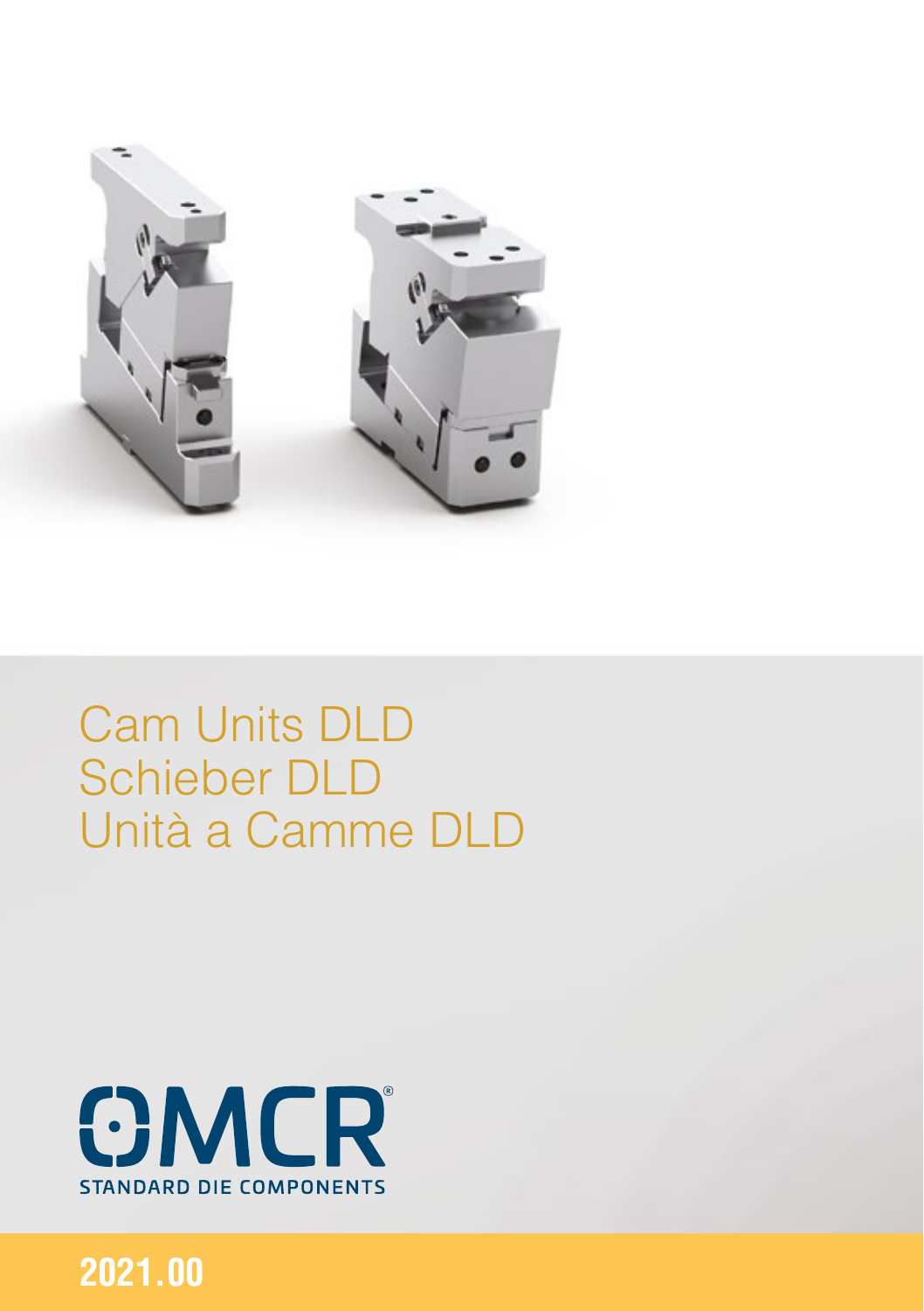# Cam Units DLD
# Schieber DLD
# Unità a Camme DLD

OMCR®

STANDARD DIE COMPONENTS

**2021.00**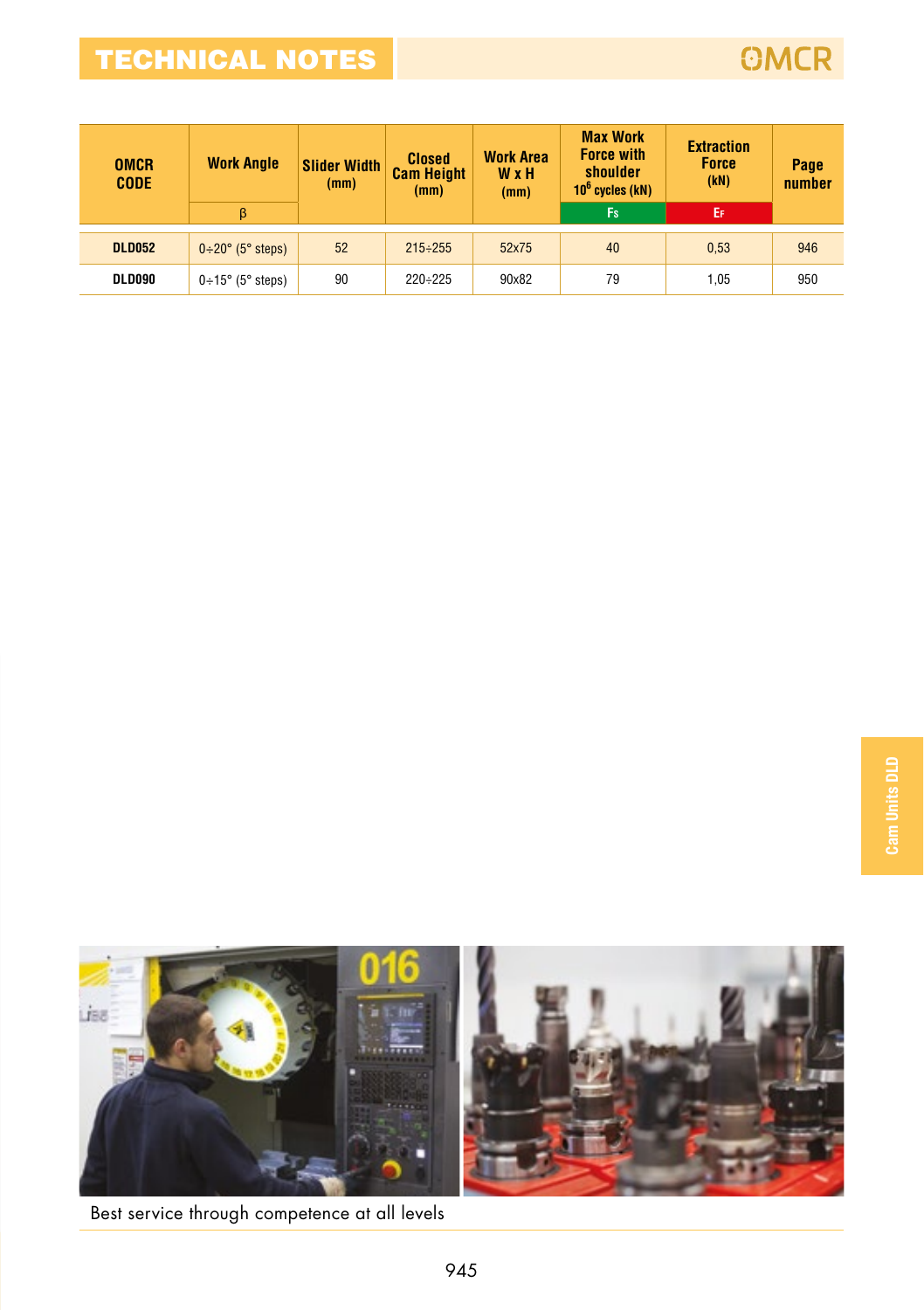# TECHNICAL NOTES

| OMCR CODE | Work Angle β | Slider Width (mm) | Closed Cam Height (mm) | Work Area W x H (mm) | Max Work Force with shoulder $10^6$ cycles (kN) Fs | Extraction Force (kN) EF | Page number |
|---|---|---|---|---|---|---|---|
| **DLD052** | 0÷20° (5° steps) | 52 | 215÷255 | 52x75 | 40 | 0,53 | 946 |
| **DLD090** | 0÷15° (5° steps) | 90 | 220÷225 | 90x82 | 79 | 1,05 | 950 |

Cam Units DLD

Best service through competence at all levels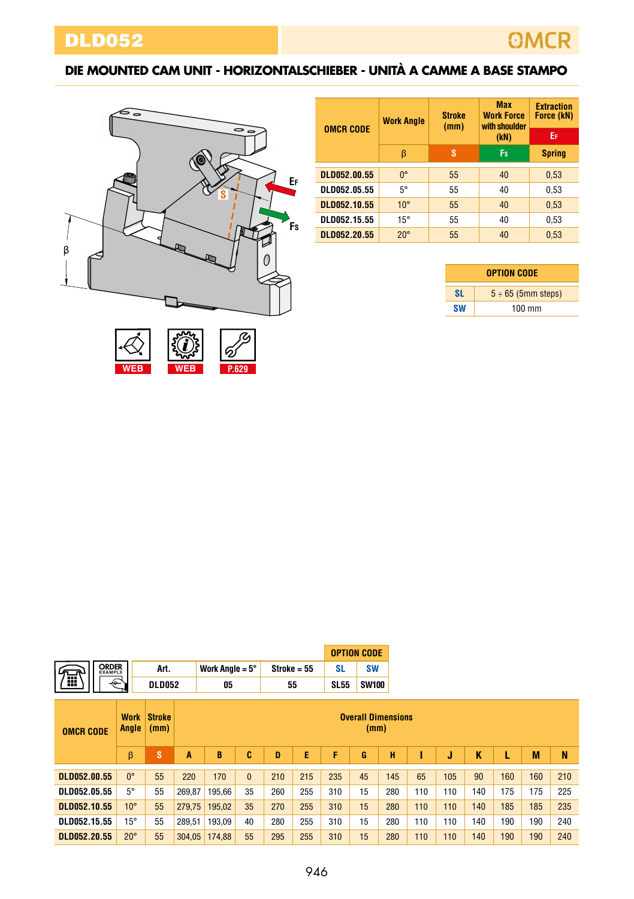# DLD052

## DIE MOUNTED CAM UNIT - HORIZONTALSCHIEBER - UNITÀ A CAMME A BASE STAMPO

| OMCR CODE | Work Angle | Stroke (mm) | Max Work Force with shoulder (kN) | Extraction Force (kN) |
|---|---|---|---|---|
| | | | | EF |
| | β | S | FS | Spring |
| DLD052.00.55 | 0° | 55 | 40 | 0,53 |
| DLD052.05.55 | 5° | 55 | 40 | 0,53 |
| DLD052.10.55 | 10° | 55 | 40 | 0,53 |
| DLD052.15.55 | 15° | 55 | 40 | 0,53 |
| DLD052.20.55 | 20° | 55 | 40 | 0,53 |

| OPTION CODE | |
|---|---|
| SL | 5 ÷ 65 (5mm steps) |
| SW | 100 mm |

WEB WEB P.629

ORDER EXAMPLE

| Art. | Work Angle = 5° | Stroke = 55 | SL | SW |
|---|---|---|---|---|
| DLD052 | 05 | 55 | SL55 | SW100 |

| OMCR CODE | Work Angle | Stroke (mm) | Overall Dimensions (mm) | | | | | | | | | | | | | |
|---|---|---|---|---|---|---|---|---|---|---|---|---|---|---|---|---|
| | β | S | A | B | C | D | E | F | G | H | I | J | K | L | M | N |
| DLD052.00.55 | 0° | 55 | 220 | 170 | 0 | 210 | 215 | 235 | 45 | 145 | 65 | 105 | 90 | 160 | 160 | 210 |
| DLD052.05.55 | 5° | 55 | 269,87 | 195,66 | 35 | 260 | 255 | 310 | 15 | 280 | 110 | 110 | 140 | 175 | 175 | 225 |
| DLD052.10.55 | 10° | 55 | 279,75 | 195,02 | 35 | 270 | 255 | 310 | 15 | 280 | 110 | 110 | 140 | 185 | 185 | 235 |
| DLD052.15.55 | 15° | 55 | 289,51 | 193,09 | 40 | 280 | 255 | 310 | 15 | 280 | 110 | 110 | 140 | 190 | 190 | 240 |
| DLD052.20.55 | 20° | 55 | 304,05 | 174,88 | 55 | 295 | 255 | 310 | 15 | 280 | 110 | 110 | 140 | 190 | 190 | 240 |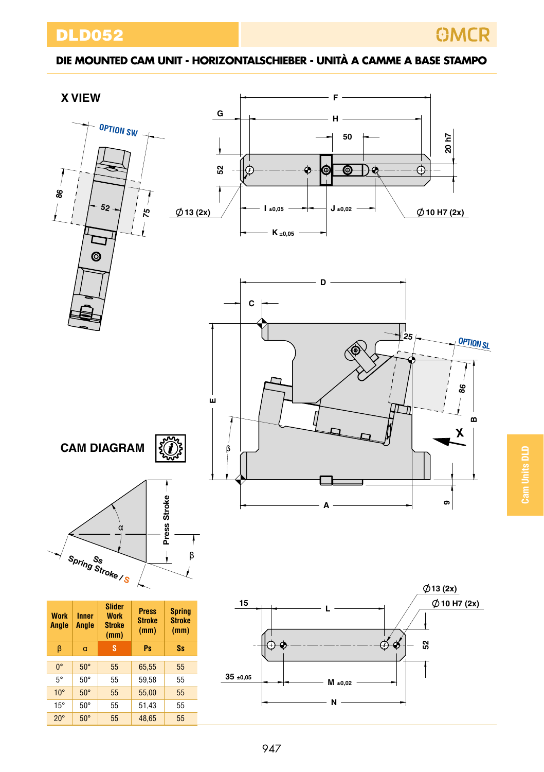# DLD052

## DIE MOUNTED CAM UNIT - HORIZONTALSCHIEBER - UNITÀ A CAMME A BASE STAMPO

X VIEW

OPTION SW

OPTION SL

CAM DIAGRAM

| Work Angle | Inner Angle | Slider Work Stroke (mm) | Press Stroke (mm) | Spring Stroke (mm) |
|---|---|---|---|---|
| β | α | S | Ps | Ss |
| 0° | 50° | 55 | 65,55 | 55 |
| 5° | 50° | 55 | 59,58 | 55 |
| 10° | 50° | 55 | 55,00 | 55 |
| 15° | 50° | 55 | 51,43 | 55 |
| 20° | 50° | 55 | 48,65 | 55 |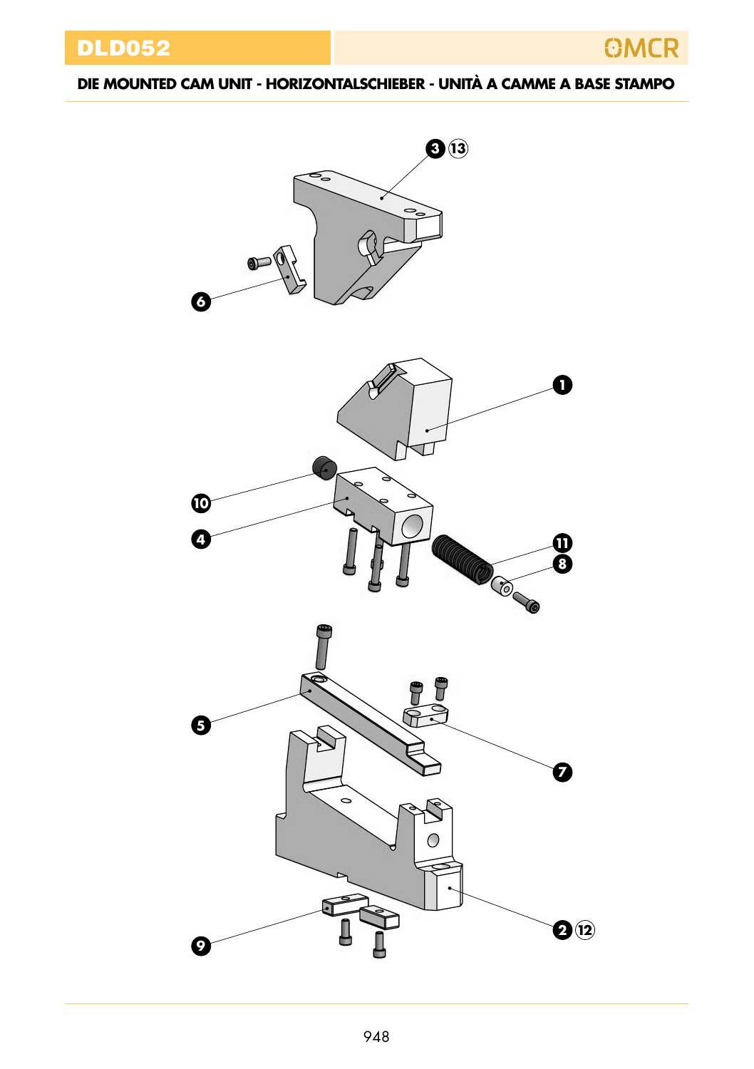# DLD052

## DIE MOUNTED CAM UNIT - HORIZONTALSCHIEBER - UNITÀ A CAMME A BASE STAMPO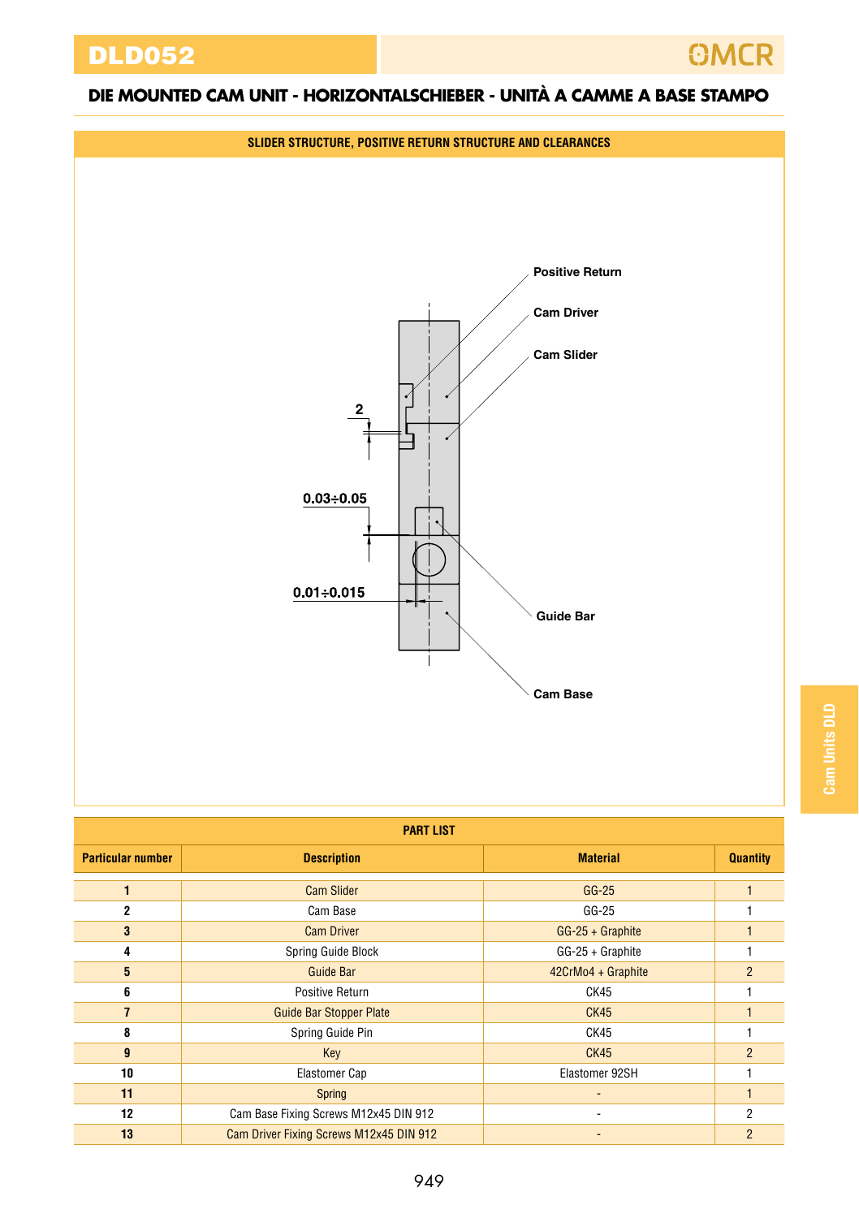# DLD052

## DIE MOUNTED CAM UNIT - HORIZONTALSCHIEBER - UNITÀ A CAMME A BASE STAMPO

### SLIDER STRUCTURE, POSITIVE RETURN STRUCTURE AND CLEARANCES

Positive Return

Cam Driver

Cam Slider

2

0.03÷0.05

0.01÷0.015

Guide Bar

Cam Base

### PART LIST

| Particular number | Description | Material | Quantity |
|---|---|---|---|
| 1 | Cam Slider | GG-25 | 1 |
| 2 | Cam Base | GG-25 | 1 |
| 3 | Cam Driver | GG-25 + Graphite | 1 |
| 4 | Spring Guide Block | GG-25 + Graphite | 1 |
| 5 | Guide Bar | 42CrMo4 + Graphite | 2 |
| 6 | Positive Return | CK45 | 1 |
| 7 | Guide Bar Stopper Plate | CK45 | 1 |
| 8 | Spring Guide Pin | CK45 | 1 |
| 9 | Key | CK45 | 2 |
| 10 | Elastomer Cap | Elastomer 92SH | 1 |
| 11 | Spring | - | 1 |
| 12 | Cam Base Fixing Screws M12x45 DIN 912 | - | 2 |
| 13 | Cam Driver Fixing Screws M12x45 DIN 912 | - | 2 |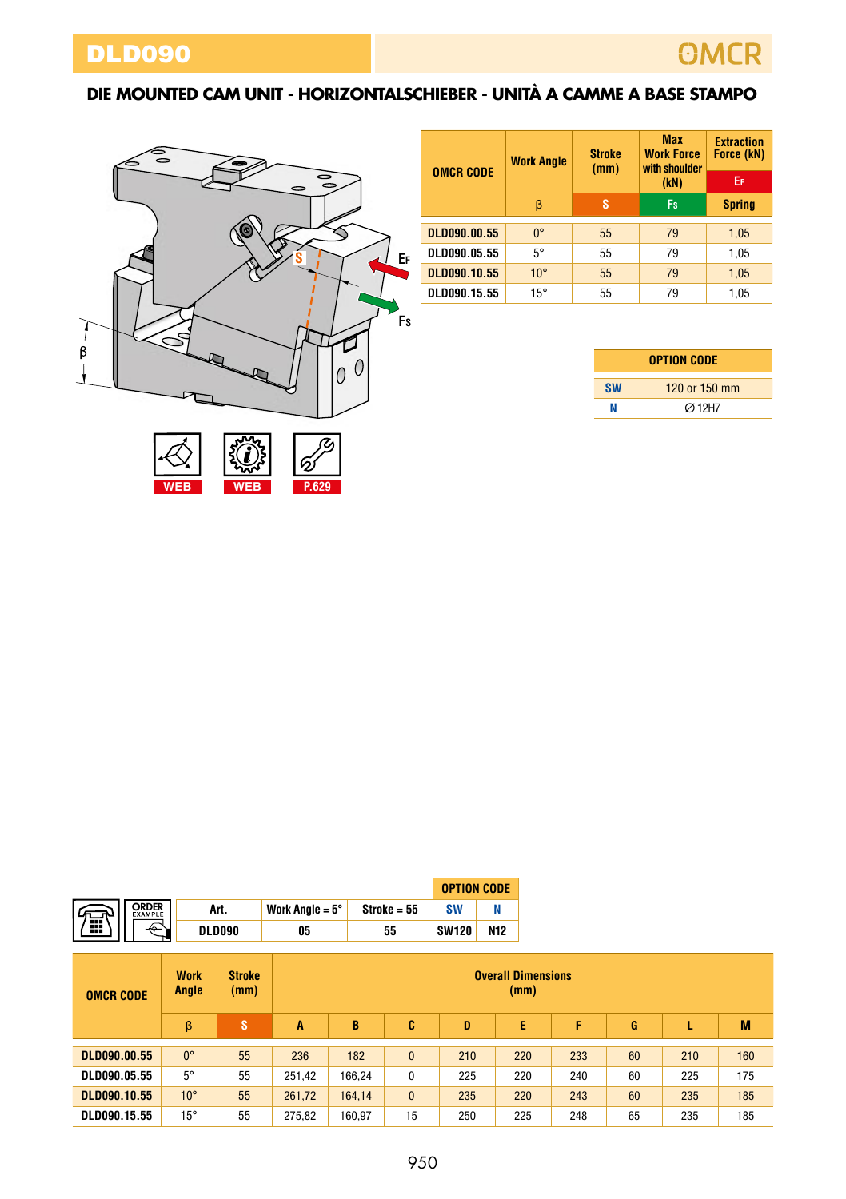# DLD090

## DIE MOUNTED CAM UNIT - HORIZONTALSCHIEBER - UNITÀ A CAMME A BASE STAMPO

| OMCR CODE | Work Angle | Stroke (mm) | Max Work Force with shoulder (kN) | Extraction Force (kN) |
|---|---|---|---|---|
| | | | | $E_F$ |
| | β | S | $F_S$ | Spring |
| DLD090.00.55 | 0° | 55 | 79 | 1,05 |
| DLD090.05.55 | 5° | 55 | 79 | 1,05 |
| DLD090.10.55 | 10° | 55 | 79 | 1,05 |
| DLD090.15.55 | 15° | 55 | 79 | 1,05 |

| OPTION CODE | |
|---|---|
| SW | 120 or 150 mm |
| N | ∅ 12H7 |

WEB WEB P.629

ORDER EXAMPLE

| Art. | Work Angle = 5° | Stroke = 55 | OPTION CODE SW | OPTION CODE N |
|---|---|---|---|---|
| DLD090 | 05 | 55 | SW120 | N12 |

| OMCR CODE | Work Angle | Stroke (mm) | Overall Dimensions (mm) | | | | | | | | |
|---|---|---|---|---|---|---|---|---|---|---|---|
| | β | S | A | B | C | D | E | F | G | L | M |
| DLD090.00.55 | 0° | 55 | 236 | 182 | 0 | 210 | 220 | 233 | 60 | 210 | 160 |
| DLD090.05.55 | 5° | 55 | 251,42 | 166,24 | 0 | 225 | 220 | 240 | 60 | 225 | 175 |
| DLD090.10.55 | 10° | 55 | 261,72 | 164,14 | 0 | 235 | 220 | 243 | 60 | 235 | 185 |
| DLD090.15.55 | 15° | 55 | 275,82 | 160,97 | 15 | 250 | 225 | 248 | 65 | 235 | 185 |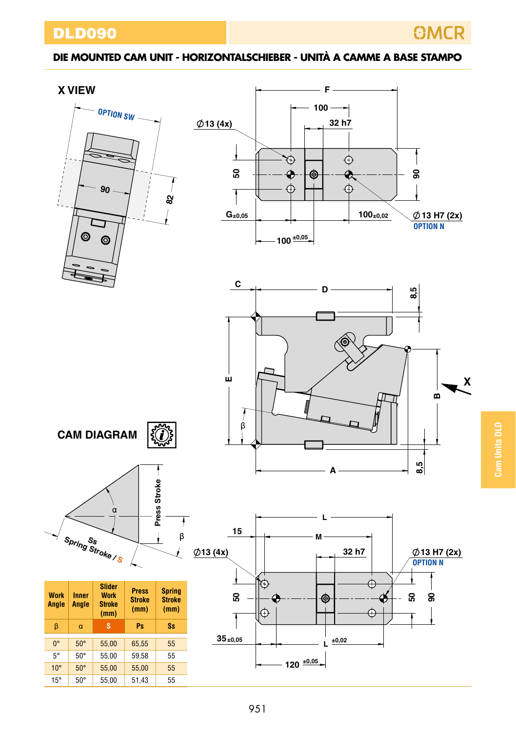# DLD090

## DIE MOUNTED CAM UNIT - HORIZONTALSCHIEBER - UNITÀ A CAMME A BASE STAMPO

### X VIEW

OPTION SW

90

82

F

100

32 h7

∅13 (4x)

50

90

G±0,05

100±0,02

∅13 H7 (2x)

OPTION N

100 ±0,05

C

D

8,5

E

X

B

β

A

8,5

### CAM DIAGRAM

α

Press Stroke

β

Spring Stroke / S

Ss

L

15

M

∅13 (4x)

32 h7

∅13 H7 (2x)

OPTION N

50

50

90

35±0,05

L ±0,02

120 ±0,05

| Work Angle | Inner Angle | Slider Work Stroke (mm) | Press Stroke (mm) | Spring Stroke (mm) |
|---|---|---|---|---|
| β | α | S | Ps | Ss |
| 0° | 50° | 55,00 | 65,55 | 55 |
| 5° | 50° | 55,00 | 59,58 | 55 |
| 10° | 50° | 55,00 | 55,00 | 55 |
| 15° | 50° | 55,00 | 51,43 | 55 |

Cam Units DLD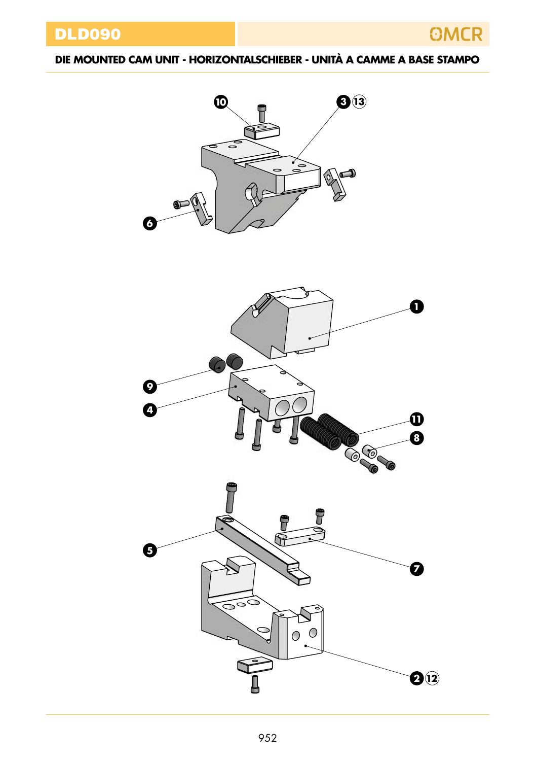# DLD090

## DIE MOUNTED CAM UNIT - HORIZONTALSCHIEBER - UNITÀ A CAMME A BASE STAMPO

10

3 13

6

1

9

4

11

8

5

7

2 12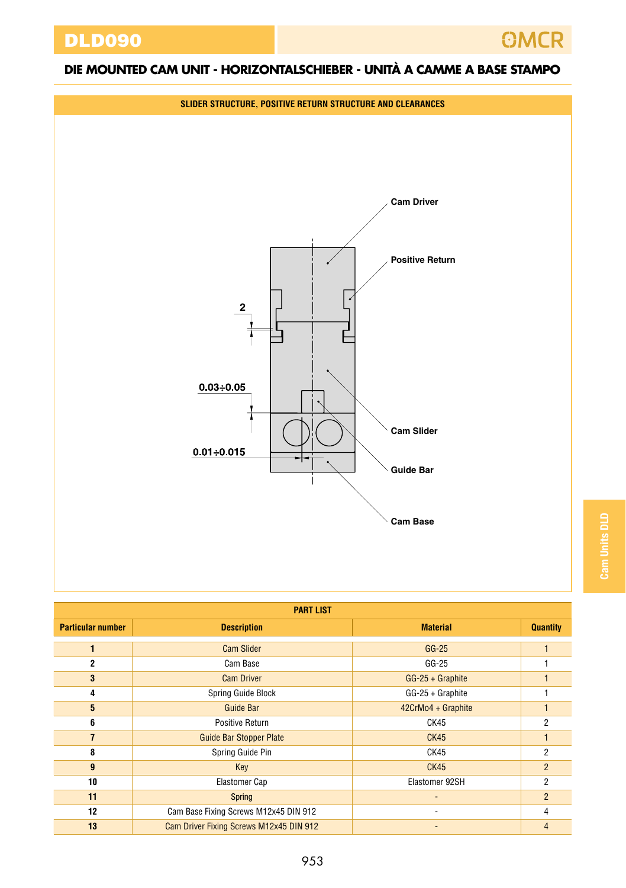# DLD090

## DIE MOUNTED CAM UNIT - HORIZONTALSCHIEBER - UNITÀ A CAMME A BASE STAMPO

### SLIDER STRUCTURE, POSITIVE RETURN STRUCTURE AND CLEARANCES

Cam Driver

Positive Return

2

0.03÷0.05

0.01÷0.015

Cam Slider

Guide Bar

Cam Base

| PART LIST | | | |
|---|---|---|---|
| **Particular number** | **Description** | **Material** | **Quantity** |
| **1** | Cam Slider | GG-25 | 1 |
| **2** | Cam Base | GG-25 | 1 |
| **3** | Cam Driver | GG-25 + Graphite | 1 |
| **4** | Spring Guide Block | GG-25 + Graphite | 1 |
| **5** | Guide Bar | 42CrMo4 + Graphite | 1 |
| **6** | Positive Return | CK45 | 2 |
| **7** | Guide Bar Stopper Plate | CK45 | 1 |
| **8** | Spring Guide Pin | CK45 | 2 |
| **9** | Key | CK45 | 2 |
| **10** | Elastomer Cap | Elastomer 92SH | 2 |
| **11** | Spring | - | 2 |
| **12** | Cam Base Fixing Screws M12x45 DIN 912 | - | 4 |
| **13** | Cam Driver Fixing Screws M12x45 DIN 912 | - | 4 |